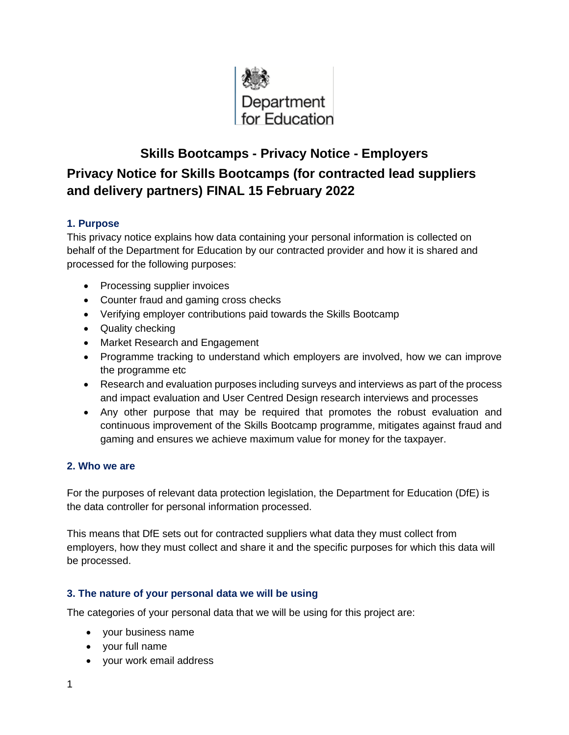Department for Education

# Skills Bootcamps - Privacy Notice - Employers

## Privacy Notice for Skills Bootcamps (for contracted lead suppliers and delivery partners) FINAL 15 February 2022

### 1. Purpose

This privacy notice explains how data containing your personal information is collected on behalf of the Department for Education by our contracted provider and how it is shared and processed for the following purposes:

- Processing supplier invoices
- Counter fraud and gaming cross checks
- Verifying employer contributions paid towards the Skills Bootcamp
- Quality checking
- Market Research and Engagement
- Programme tracking to understand which employers are involved, how we can improve the programme etc
- Research and evaluation purposes including surveys and interviews as part of the process and impact evaluation and User Centred Design research interviews and processes
- Any other purpose that may be required that promotes the robust evaluation and continuous improvement of the Skills Bootcamp programme, mitigates against fraud and gaming and ensures we achieve maximum value for money for the taxpayer.

### 2. Who we are

For the purposes of relevant data protection legislation, the Department for Education (DfE) is the data controller for personal information processed.

This means that DfE sets out for contracted suppliers what data they must collect from employers, how they must collect and share it and the specific purposes for which this data will be processed.

### 3. The nature of your personal data we will be using

The categories of your personal data that we will be using for this project are:

- your business name
- your full name
- your work email address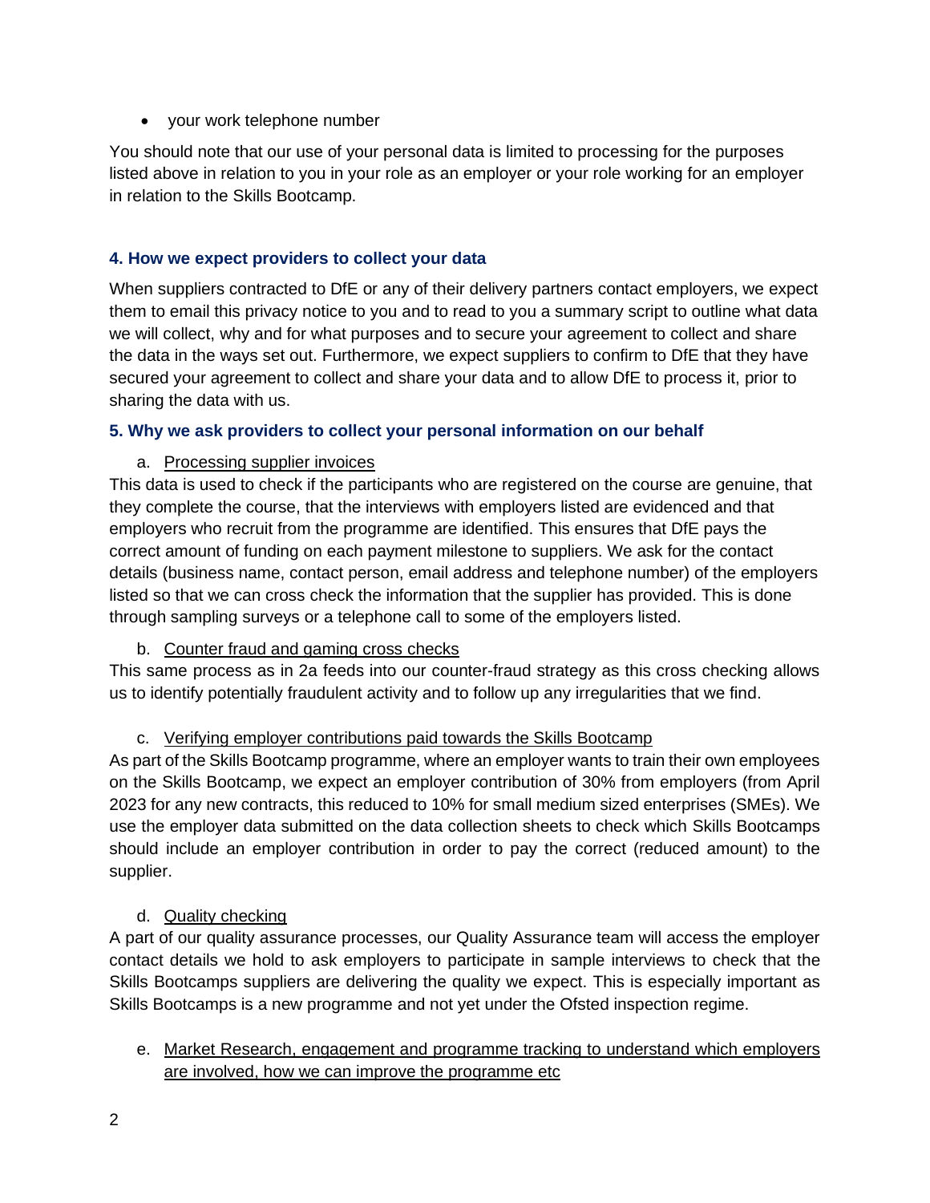- your work telephone number

You should note that our use of your personal data is limited to processing for the purposes listed above in relation to you in your role as an employer or your role working for an employer in relation to the Skills Bootcamp.

### 4. How we expect providers to collect your data

When suppliers contracted to DfE or any of their delivery partners contact employers, we expect them to email this privacy notice to you and to read to you a summary script to outline what data we will collect, why and for what purposes and to secure your agreement to collect and share the data in the ways set out. Furthermore, we expect suppliers to confirm to DfE that they have secured your agreement to collect and share your data and to allow DfE to process it, prior to sharing the data with us.

### 5. Why we ask providers to collect your personal information on our behalf

a. Processing supplier invoices

This data is used to check if the participants who are registered on the course are genuine, that they complete the course, that the interviews with employers listed are evidenced and that employers who recruit from the programme are identified. This ensures that DfE pays the correct amount of funding on each payment milestone to suppliers. We ask for the contact details (business name, contact person, email address and telephone number) of the employers listed so that we can cross check the information that the supplier has provided. This is done through sampling surveys or a telephone call to some of the employers listed.

b. Counter fraud and gaming cross checks

This same process as in 2a feeds into our counter-fraud strategy as this cross checking allows us to identify potentially fraudulent activity and to follow up any irregularities that we find.

c. Verifying employer contributions paid towards the Skills Bootcamp

As part of the Skills Bootcamp programme, where an employer wants to train their own employees on the Skills Bootcamp, we expect an employer contribution of 30% from employers (from April 2023 for any new contracts, this reduced to 10% for small medium sized enterprises (SMEs). We use the employer data submitted on the data collection sheets to check which Skills Bootcamps should include an employer contribution in order to pay the correct (reduced amount) to the supplier.

d. Quality checking

A part of our quality assurance processes, our Quality Assurance team will access the employer contact details we hold to ask employers to participate in sample interviews to check that the Skills Bootcamps suppliers are delivering the quality we expect. This is especially important as Skills Bootcamps is a new programme and not yet under the Ofsted inspection regime.

e. Market Research, engagement and programme tracking to understand which employers are involved, how we can improve the programme etc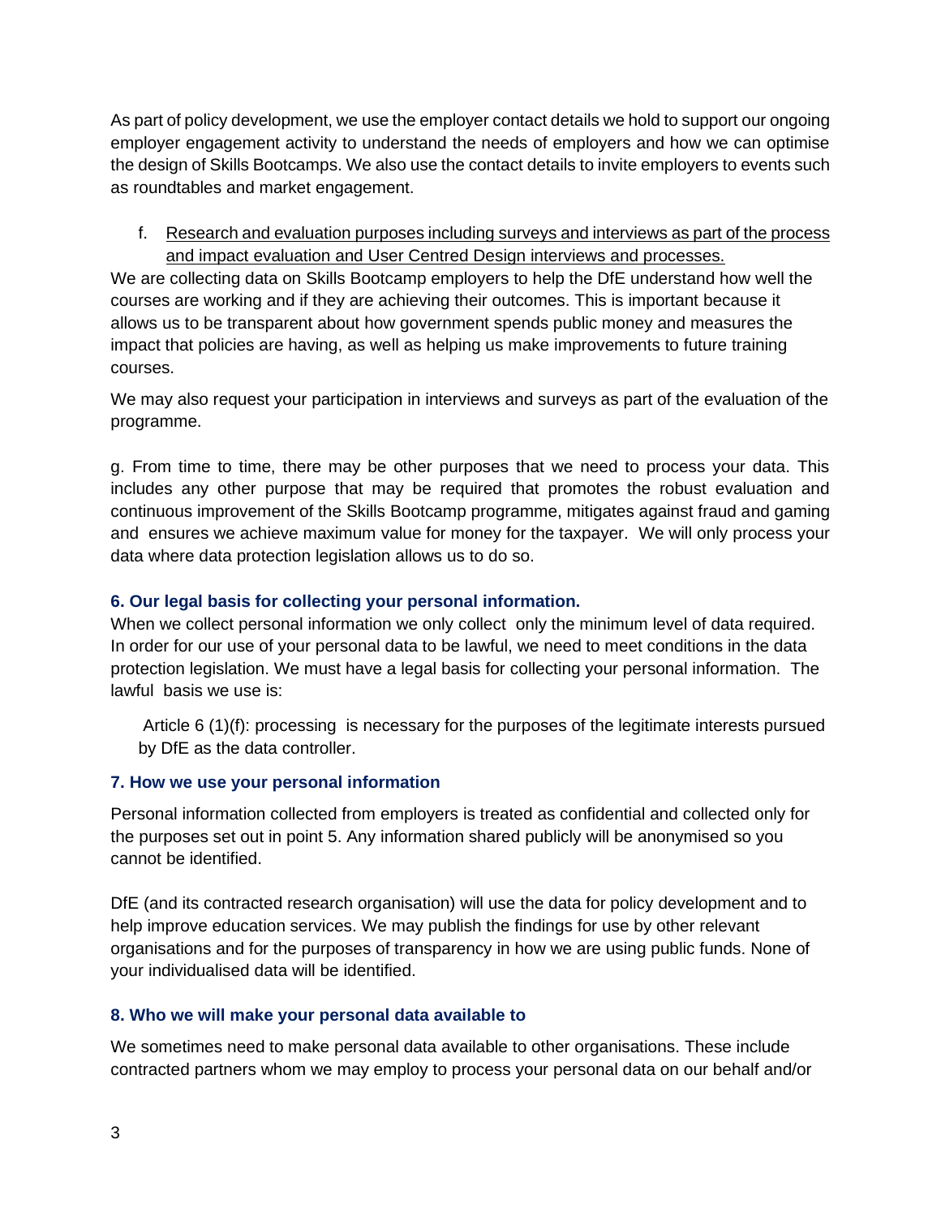As part of policy development, we use the employer contact details we hold to support our ongoing employer engagement activity to understand the needs of employers and how we can optimise the design of Skills Bootcamps. We also use the contact details to invite employers to events such as roundtables and market engagement.

f. <u>Research and evaluation purposes including surveys and interviews as part of the process and impact evaluation and User Centred Design interviews and processes.</u>

We are collecting data on Skills Bootcamp employers to help the DfE understand how well the courses are working and if they are achieving their outcomes. This is important because it allows us to be transparent about how government spends public money and measures the impact that policies are having, as well as helping us make improvements to future training courses.

We may also request your participation in interviews and surveys as part of the evaluation of the programme.

g. From time to time, there may be other purposes that we need to process your data. This includes any other purpose that may be required that promotes the robust evaluation and continuous improvement of the Skills Bootcamp programme, mitigates against fraud and gaming and ensures we achieve maximum value for money for the taxpayer. We will only process your data where data protection legislation allows us to do so.

### 6. Our legal basis for collecting your personal information.

When we collect personal information we only collect only the minimum level of data required. In order for our use of your personal data to be lawful, we need to meet conditions in the data protection legislation. We must have a legal basis for collecting your personal information. The lawful basis we use is:

Article 6 (1)(f): processing is necessary for the purposes of the legitimate interests pursued by DfE as the data controller.

### 7. How we use your personal information

Personal information collected from employers is treated as confidential and collected only for the purposes set out in point 5. Any information shared publicly will be anonymised so you cannot be identified.

DfE (and its contracted research organisation) will use the data for policy development and to help improve education services. We may publish the findings for use by other relevant organisations and for the purposes of transparency in how we are using public funds. None of your individualised data will be identified.

### 8. Who we will make your personal data available to

We sometimes need to make personal data available to other organisations. These include contracted partners whom we may employ to process your personal data on our behalf and/or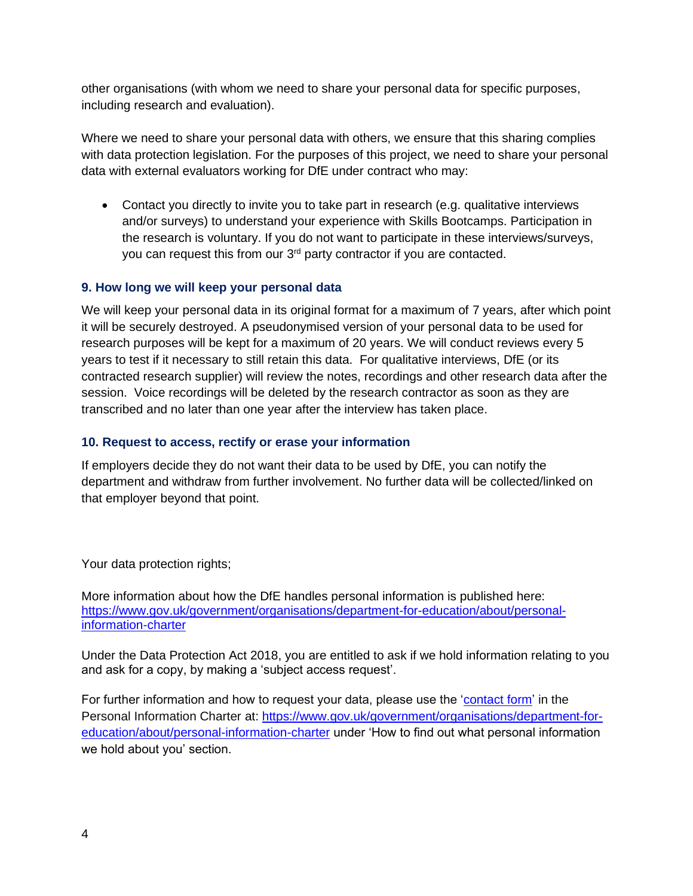other organisations (with whom we need to share your personal data for specific purposes, including research and evaluation).

Where we need to share your personal data with others, we ensure that this sharing complies with data protection legislation. For the purposes of this project, we need to share your personal data with external evaluators working for DfE under contract who may:

- Contact you directly to invite you to take part in research (e.g. qualitative interviews and/or surveys) to understand your experience with Skills Bootcamps. Participation in the research is voluntary. If you do not want to participate in these interviews/surveys, you can request this from our 3rd party contractor if you are contacted.

### 9. How long we will keep your personal data

We will keep your personal data in its original format for a maximum of 7 years, after which point it will be securely destroyed. A pseudonymised version of your personal data to be used for research purposes will be kept for a maximum of 20 years. We will conduct reviews every 5 years to test if it necessary to still retain this data. For qualitative interviews, DfE (or its contracted research supplier) will review the notes, recordings and other research data after the session. Voice recordings will be deleted by the research contractor as soon as they are transcribed and no later than one year after the interview has taken place.

### 10. Request to access, rectify or erase your information

If employers decide they do not want their data to be used by DfE, you can notify the department and withdraw from further involvement. No further data will be collected/linked on that employer beyond that point.

Your data protection rights;

More information about how the DfE handles personal information is published here: [https://www.gov.uk/government/organisations/department-for-education/about/personal-information-charter](https://www.gov.uk/government/organisations/department-for-education/about/personal-information-charter)

Under the Data Protection Act 2018, you are entitled to ask if we hold information relating to you and ask for a copy, by making a 'subject access request'.

For further information and how to request your data, please use the 'contact form' in the Personal Information Charter at: [https://www.gov.uk/government/organisations/department-for-education/about/personal-information-charter](https://www.gov.uk/government/organisations/department-for-education/about/personal-information-charter) under 'How to find out what personal information we hold about you' section.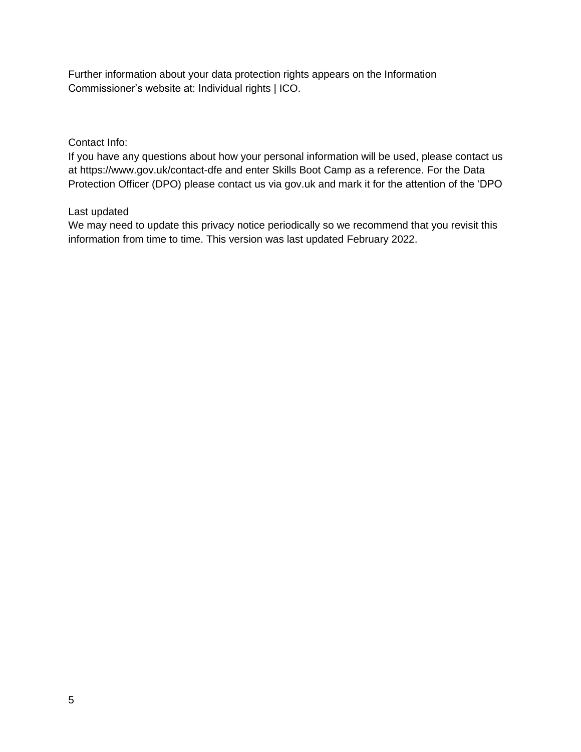Further information about your data protection rights appears on the Information Commissioner's website at: Individual rights | ICO.

Contact Info:
If you have any questions about how your personal information will be used, please contact us at https://www.gov.uk/contact-dfe and enter Skills Boot Camp as a reference. For the Data Protection Officer (DPO) please contact us via gov.uk and mark it for the attention of the 'DPO

Last updated
We may need to update this privacy notice periodically so we recommend that you revisit this information from time to time. This version was last updated February 2022.